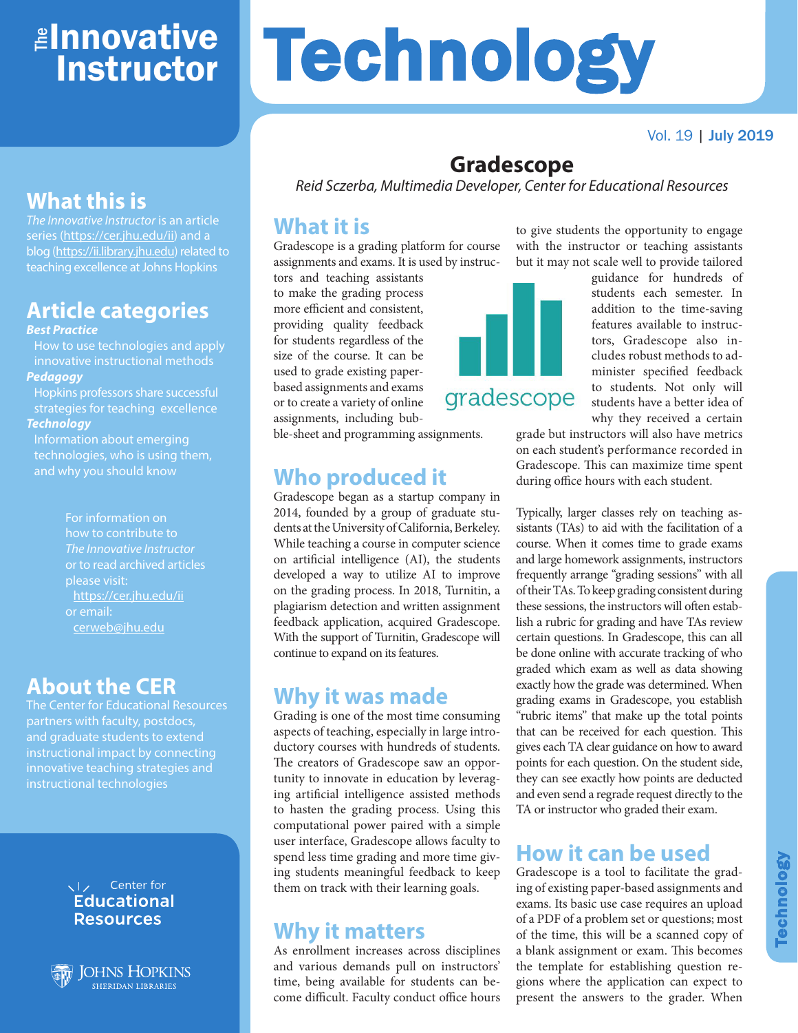# The Innovative Instructor

# Technology

Vol. 19 | July 2019

## What this is

*The Innovative Instructor* is an article series (https://cer.jhu.edu/ii) and a blog (https://ii.library.jhu.edu) related to teaching excellence at Johns Hopkins

## Article categories

***Best Practice***

How to use technologies and apply innovative instructional methods

***Pedagogy***

Hopkins professors share successful strategies for teaching excellence

***Technology***

Information about emerging technologies, who is using them, and why you should know

For information on how to contribute to *The Innovative Instructor* or to read archived articles please visit: https://cer.jhu.edu/ii or email: cerweb@jhu.edu

## About the CER

The Center for Educational Resources partners with faculty, postdocs, and graduate students to extend instructional impact by connecting innovative teaching strategies and instructional technologies

Center for Educational Resources

Johns Hopkins Sheridan Libraries

# Gradescope

*Reid Sczerba, Multimedia Developer, Center for Educational Resources*

## What it is

Gradescope is a grading platform for course assignments and exams. It is used by instructors and teaching assistants to make the grading process more efficient and consistent, providing quality feedback for students regardless of the size of the course. It can be used to grade existing paper-based assignments and exams or to create a variety of online assignments, including bubble-sheet and programming assignments.

## Who produced it

Gradescope began as a startup company in 2014, founded by a group of graduate students at the University of California, Berkeley. While teaching a course in computer science on artificial intelligence (AI), the students developed a way to utilize AI to improve on the grading process. In 2018, Turnitin, a plagiarism detection and written assignment feedback application, acquired Gradescope. With the support of Turnitin, Gradescope will continue to expand on its features.

## Why it was made

Grading is one of the most time consuming aspects of teaching, especially in large introductory courses with hundreds of students. The creators of Gradescope saw an opportunity to innovate in education by leveraging artificial intelligence assisted methods to hasten the grading process. Using this computational power paired with a simple user interface, Gradescope allows faculty to spend less time grading and more time giving students meaningful feedback to keep them on track with their learning goals.

## Why it matters

As enrollment increases across disciplines and various demands pull on instructors' time, being available for students can become difficult. Faculty conduct office hours to give students the opportunity to engage with the instructor or teaching assistants but it may not scale well to provide tailored guidance for hundreds of students each semester. In addition to the time-saving features available to instructors, Gradescope also includes robust methods to administer specified feedback to students. Not only will students have a better idea of why they received a certain grade but instructors will also have metrics on each student's performance recorded in Gradescope. This can maximize time spent during office hours with each student.

Typically, larger classes rely on teaching assistants (TAs) to aid with the facilitation of a course. When it comes time to grade exams and large homework assignments, instructors frequently arrange "grading sessions" with all of their TAs. To keep grading consistent during these sessions, the instructors will often establish a rubric for grading and have TAs review certain questions. In Gradescope, this can all be done online with accurate tracking of who graded which exam as well as data showing exactly how the grade was determined. When grading exams in Gradescope, you establish "rubric items" that make up the total points that can be received for each question. This gives each TA clear guidance on how to award points for each question. On the student side, they can see exactly how points are deducted and even send a regrade request directly to the TA or instructor who graded their exam.

## How it can be used

Gradescope is a tool to facilitate the grading of existing paper-based assignments and exams. Its basic use case requires an upload of a PDF of a problem set or questions; most of the time, this will be a scanned copy of a blank assignment or exam. This becomes the template for establishing question regions where the application can expect to present the answers to the grader. When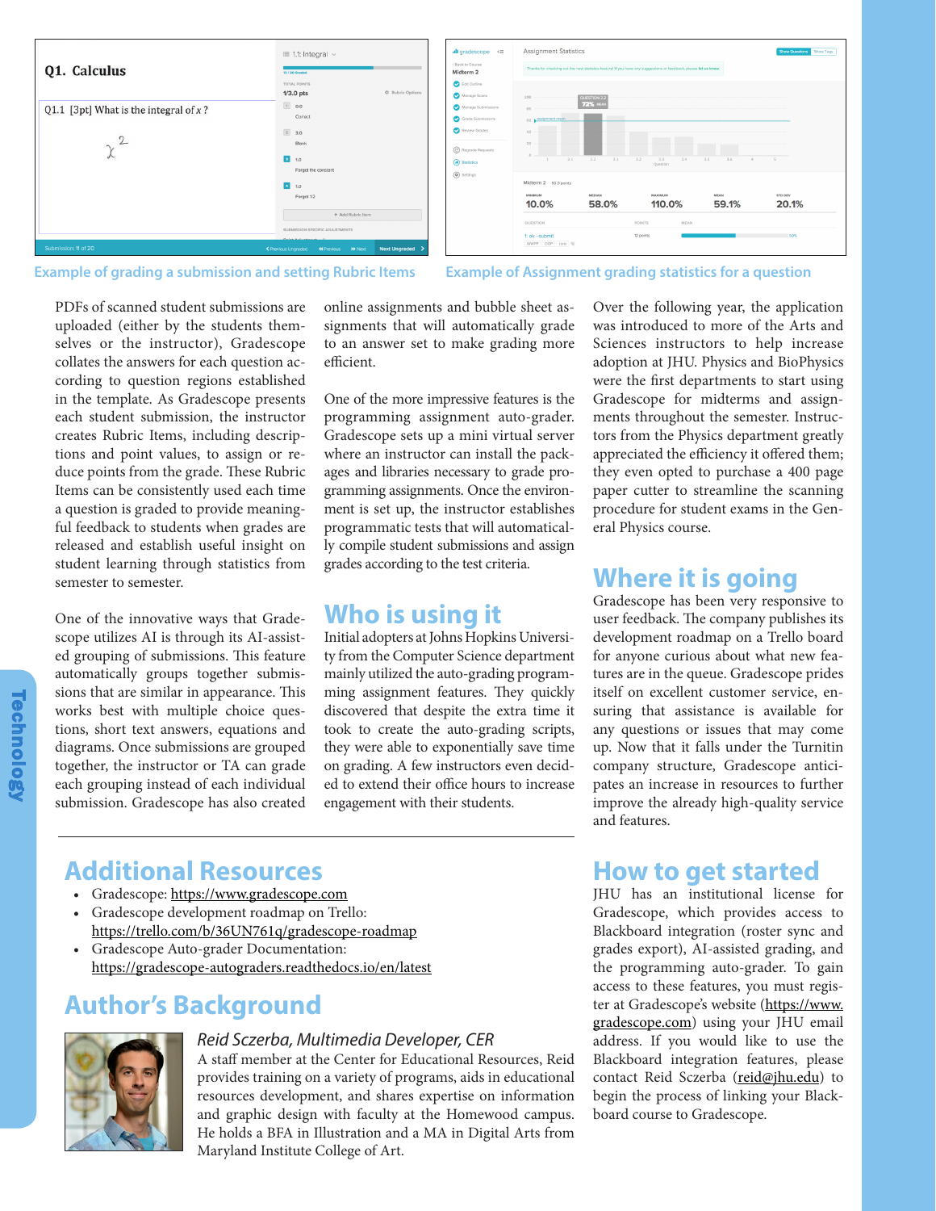Example of grading a submission and setting Rubric Items

Example of Assignment grading statistics for a question

PDFs of scanned student submissions are uploaded (either by the students themselves or the instructor), Gradescope collates the answers for each question according to question regions established in the template. As Gradescope presents each student submission, the instructor creates Rubric Items, including descriptions and point values, to assign or reduce points from the grade. These Rubric Items can be consistently used each time a question is graded to provide meaningful feedback to students when grades are released and establish useful insight on student learning through statistics from semester to semester.

One of the innovative ways that Gradescope utilizes AI is through its AI-assisted grouping of submissions. This feature automatically groups together submissions that are similar in appearance. This works best with multiple choice questions, short text answers, equations and diagrams. Once submissions are grouped together, the instructor or TA can grade each grouping instead of each individual submission. Gradescope has also created online assignments and bubble sheet assignments that will automatically grade to an answer set to make grading more efficient.

One of the more impressive features is the programming assignment auto-grader. Gradescope sets up a mini virtual server where an instructor can install the packages and libraries necessary to grade programming assignments. Once the environment is set up, the instructor establishes programmatic tests that will automatically compile student submissions and assign grades according to the test criteria.

## Who is using it

Initial adopters at Johns Hopkins University from the Computer Science department mainly utilized the auto-grading programming assignment features. They quickly discovered that despite the extra time it took to create the auto-grading scripts, they were able to exponentially save time on grading. A few instructors even decided to extend their office hours to increase engagement with their students.

Over the following year, the application was introduced to more of the Arts and Sciences instructors to help increase adoption at JHU. Physics and BioPhysics were the first departments to start using Gradescope for midterms and assignments throughout the semester. Instructors from the Physics department greatly appreciated the efficiency it offered them; they even opted to purchase a 400 page paper cutter to streamline the scanning procedure for student exams in the General Physics course.

## Where it is going

Gradescope has been very responsive to user feedback. The company publishes its development roadmap on a Trello board for anyone curious about what new features are in the queue. Gradescope prides itself on excellent customer service, ensuring that assistance is available for any questions or issues that may come up. Now that it falls under the Turnitin company structure, Gradescope anticipates an increase in resources to further improve the already high-quality service and features.

## Additional Resources

- Gradescope: https://www.gradescope.com
- Gradescope development roadmap on Trello: https://trello.com/b/36UN761q/gradescope-roadmap
- Gradescope Auto-grader Documentation: https://gradescope-autograders.readthedocs.io/en/latest

## Author's Background

*Reid Sczerba, Multimedia Developer, CER*

A staff member at the Center for Educational Resources, Reid provides training on a variety of programs, aids in educational resources development, and shares expertise on information and graphic design with faculty at the Homewood campus. He holds a BFA in Illustration and a MA in Digital Arts from Maryland Institute College of Art.

## How to get started

JHU has an institutional license for Gradescope, which provides access to Blackboard integration (roster sync and grades export), AI-assisted grading, and the programming auto-grader. To gain access to these features, you must register at Gradescope's website (https://www.gradescope.com) using your JHU email address. If you would like to use the Blackboard integration features, please contact Reid Sczerba (reid@jhu.edu) to begin the process of linking your Blackboard course to Gradescope.